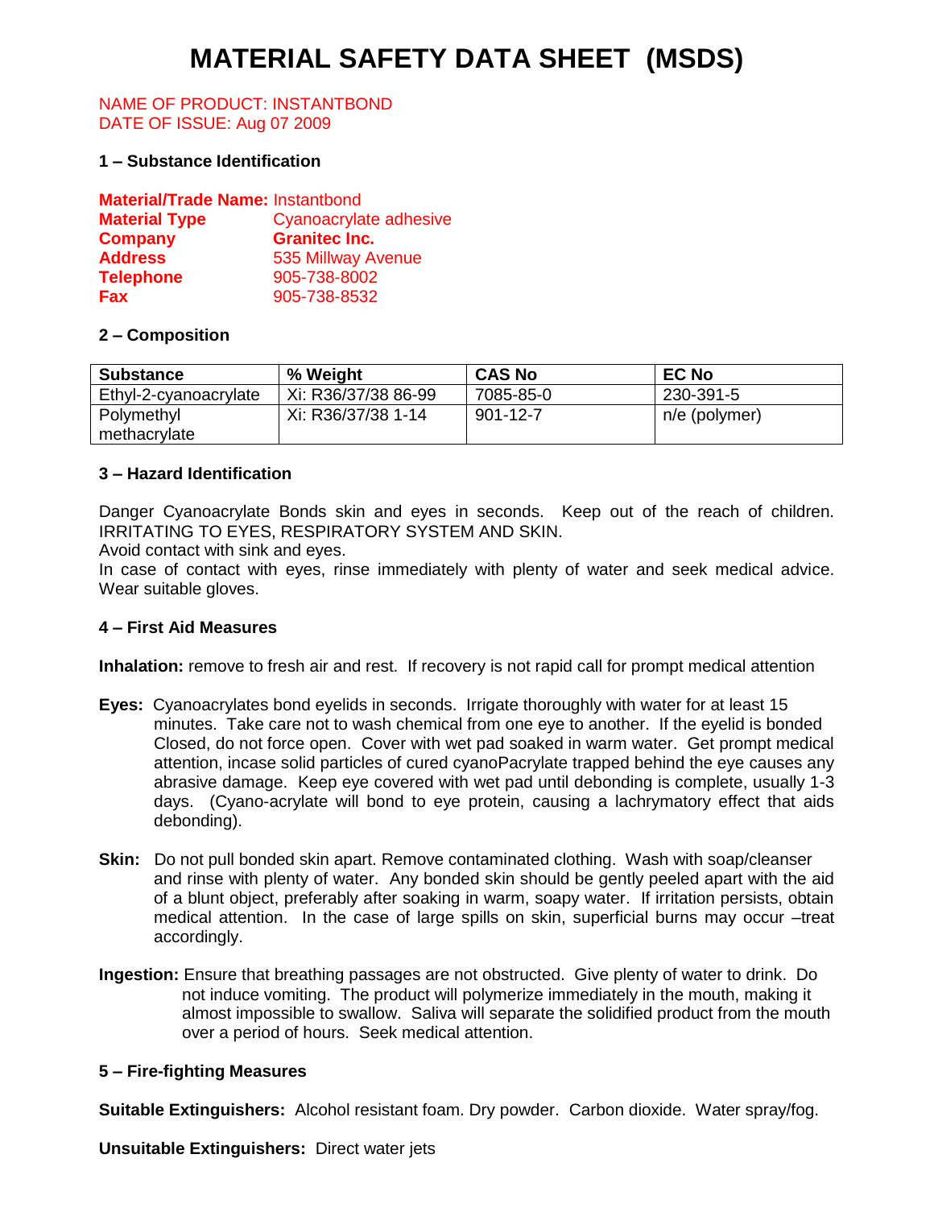# MATERIAL SAFETY DATA SHEET (MSDS)

NAME OF PRODUCT: INSTANTBOND
DATE OF ISSUE: Aug 07 2009

## 1 – Substance Identification

**Material/Trade Name:** Instantbond
**Material Type** Cyanoacrylate adhesive
**Company** **Granitec Inc.**
**Address** 535 Millway Avenue
**Telephone** 905-738-8002
**Fax** 905-738-8532

## 2 – Composition

| Substance | % Weight | CAS No | EC No |
|---|---|---|---|
| Ethyl-2-cyanoacrylate | Xi: R36/37/38 86-99 | 7085-85-0 | 230-391-5 |
| Polymethyl methacrylate | Xi: R36/37/38 1-14 | 901-12-7 | n/e (polymer) |

## 3 – Hazard Identification

Danger Cyanoacrylate Bonds skin and eyes in seconds. Keep out of the reach of children. IRRITATING TO EYES, RESPIRATORY SYSTEM AND SKIN.
Avoid contact with sink and eyes.
In case of contact with eyes, rinse immediately with plenty of water and seek medical advice. Wear suitable gloves.

## 4 – First Aid Measures

**Inhalation:** remove to fresh air and rest. If recovery is not rapid call for prompt medical attention

**Eyes:** Cyanoacrylates bond eyelids in seconds. Irrigate thoroughly with water for at least 15 minutes. Take care not to wash chemical from one eye to another. If the eyelid is bonded Closed, do not force open. Cover with wet pad soaked in warm water. Get prompt medical attention, incase solid particles of cured cyanoPacrylate trapped behind the eye causes any abrasive damage. Keep eye covered with wet pad until debonding is complete, usually 1-3 days. (Cyano-acrylate will bond to eye protein, causing a lachrymatory effect that aids debonding).

**Skin:** Do not pull bonded skin apart. Remove contaminated clothing. Wash with soap/cleanser and rinse with plenty of water. Any bonded skin should be gently peeled apart with the aid of a blunt object, preferably after soaking in warm, soapy water. If irritation persists, obtain medical attention. In the case of large spills on skin, superficial burns may occur –treat accordingly.

**Ingestion:** Ensure that breathing passages are not obstructed. Give plenty of water to drink. Do not induce vomiting. The product will polymerize immediately in the mouth, making it almost impossible to swallow. Saliva will separate the solidified product from the mouth over a period of hours. Seek medical attention.

## 5 – Fire-fighting Measures

**Suitable Extinguishers:** Alcohol resistant foam. Dry powder. Carbon dioxide. Water spray/fog.

**Unsuitable Extinguishers:** Direct water jets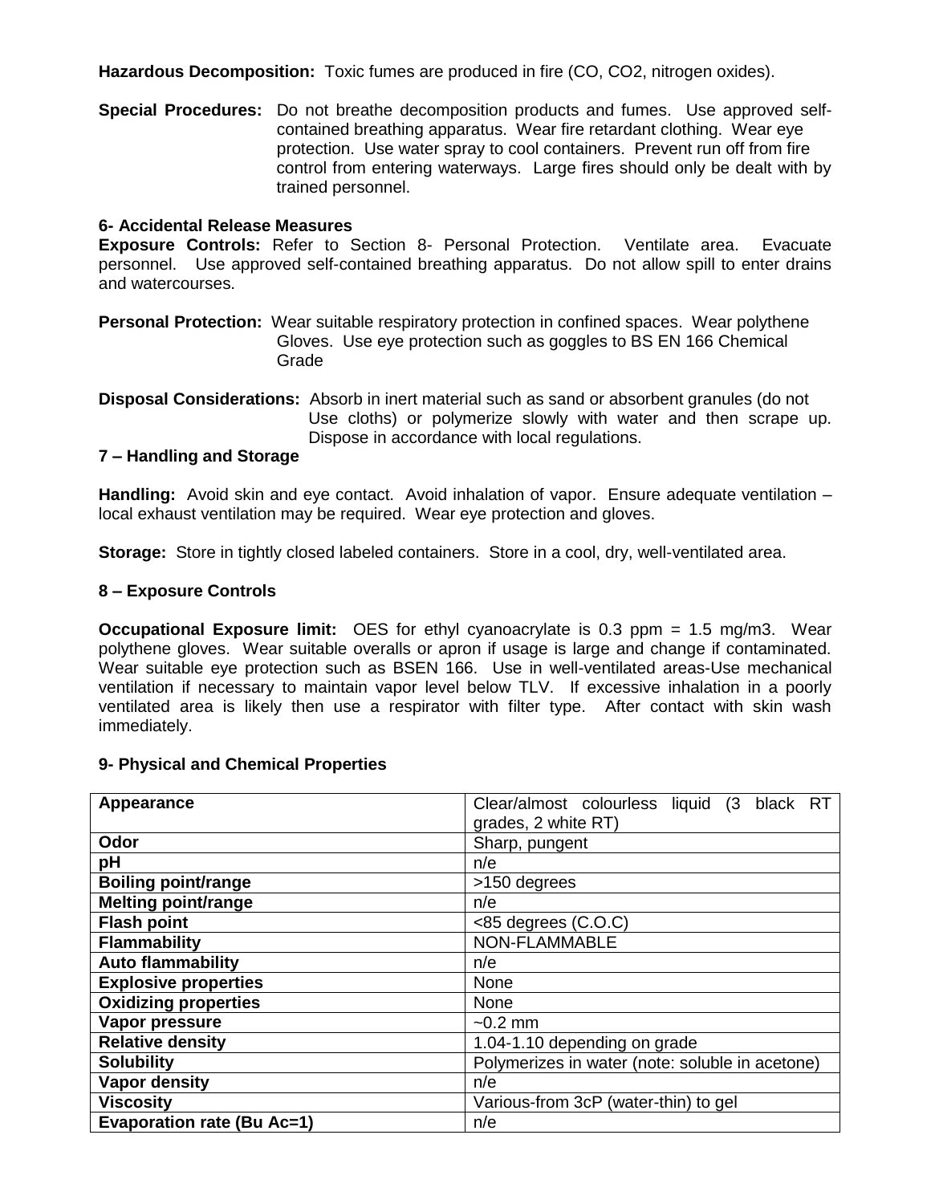**Hazardous Decomposition:** Toxic fumes are produced in fire (CO, $CO_2$, nitrogen oxides).

**Special Procedures:** Do not breathe decomposition products and fumes. Use approved self-contained breathing apparatus. Wear fire retardant clothing. Wear eye protection. Use water spray to cool containers. Prevent run off from fire control from entering waterways. Large fires should only be dealt with by trained personnel.

## 6- Accidental Release Measures

**Exposure Controls:** Refer to Section 8- Personal Protection. Ventilate area. Evacuate personnel. Use approved self-contained breathing apparatus. Do not allow spill to enter drains and watercourses.

**Personal Protection:** Wear suitable respiratory protection in confined spaces. Wear polythene Gloves. Use eye protection such as goggles to BS EN 166 Chemical Grade

**Disposal Considerations:** Absorb in inert material such as sand or absorbent granules (do not Use cloths) or polymerize slowly with water and then scrape up. Dispose in accordance with local regulations.

## 7 – Handling and Storage

**Handling:** Avoid skin and eye contact. Avoid inhalation of vapor. Ensure adequate ventilation – local exhaust ventilation may be required. Wear eye protection and gloves.

**Storage:** Store in tightly closed labeled containers. Store in a cool, dry, well-ventilated area.

## 8 – Exposure Controls

**Occupational Exposure limit:** OES for ethyl cyanoacrylate is 0.3 ppm = 1.5 mg/m3. Wear polythene gloves. Wear suitable overalls or apron if usage is large and change if contaminated. Wear suitable eye protection such as BSEN 166. Use in well-ventilated areas-Use mechanical ventilation if necessary to maintain vapor level below TLV. If excessive inhalation in a poorly ventilated area is likely then use a respirator with filter type. After contact with skin wash immediately.

## 9- Physical and Chemical Properties

| | |
|---|---|
| **Appearance** | Clear/almost colourless liquid (3 black RT grades, 2 white RT) |
| **Odor** | Sharp, pungent |
| **pH** | n/e |
| **Boiling point/range** | >150 degrees |
| **Melting point/range** | n/e |
| **Flash point** | <85 degrees (C.O.C) |
| **Flammability** | NON-FLAMMABLE |
| **Auto flammability** | n/e |
| **Explosive properties** | None |
| **Oxidizing properties** | None |
| **Vapor pressure** | ~0.2 mm |
| **Relative density** | 1.04-1.10 depending on grade |
| **Solubility** | Polymerizes in water (note: soluble in acetone) |
| **Vapor density** | n/e |
| **Viscosity** | Various-from 3cP (water-thin) to gel |
| **Evaporation rate (Bu Ac=1)** | n/e |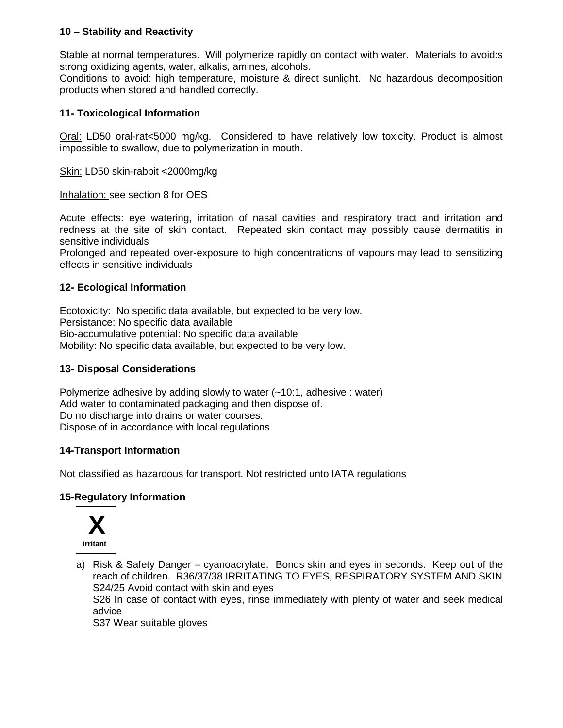**10 – Stability and Reactivity**

Stable at normal temperatures. Will polymerize rapidly on contact with water. Materials to avoid:s strong oxidizing agents, water, alkalis, amines, alcohols.
Conditions to avoid: high temperature, moisture & direct sunlight. No hazardous decomposition products when stored and handled correctly.

**11- Toxicological Information**

Oral: LD50 oral-rat<5000 mg/kg. Considered to have relatively low toxicity. Product is almost impossible to swallow, due to polymerization in mouth.

Skin: LD50 skin-rabbit <2000mg/kg

Inhalation: see section 8 for OES

Acute effects: eye watering, irritation of nasal cavities and respiratory tract and irritation and redness at the site of skin contact. Repeated skin contact may possibly cause dermatitis in sensitive individuals
Prolonged and repeated over-exposure to high concentrations of vapours may lead to sensitizing effects in sensitive individuals

**12- Ecological Information**

Ecotoxicity: No specific data available, but expected to be very low.
Persistance: No specific data available
Bio-accumulative potential: No specific data available
Mobility: No specific data available, but expected to be very low.

**13- Disposal Considerations**

Polymerize adhesive by adding slowly to water (~10:1, adhesive : water)
Add water to contaminated packaging and then dispose of.
Do no discharge into drains or water courses.
Dispose of in accordance with local regulations

**14-Transport Information**

Not classified as hazardous for transport. Not restricted unto IATA regulations

**15-Regulatory Information**

**X**
**irritant**

a) Risk & Safety Danger – cyanoacrylate. Bonds skin and eyes in seconds. Keep out of the reach of children. R36/37/38 IRRITATING TO EYES, RESPIRATORY SYSTEM AND SKIN
S24/25 Avoid contact with skin and eyes
S26 In case of contact with eyes, rinse immediately with plenty of water and seek medical advice
S37 Wear suitable gloves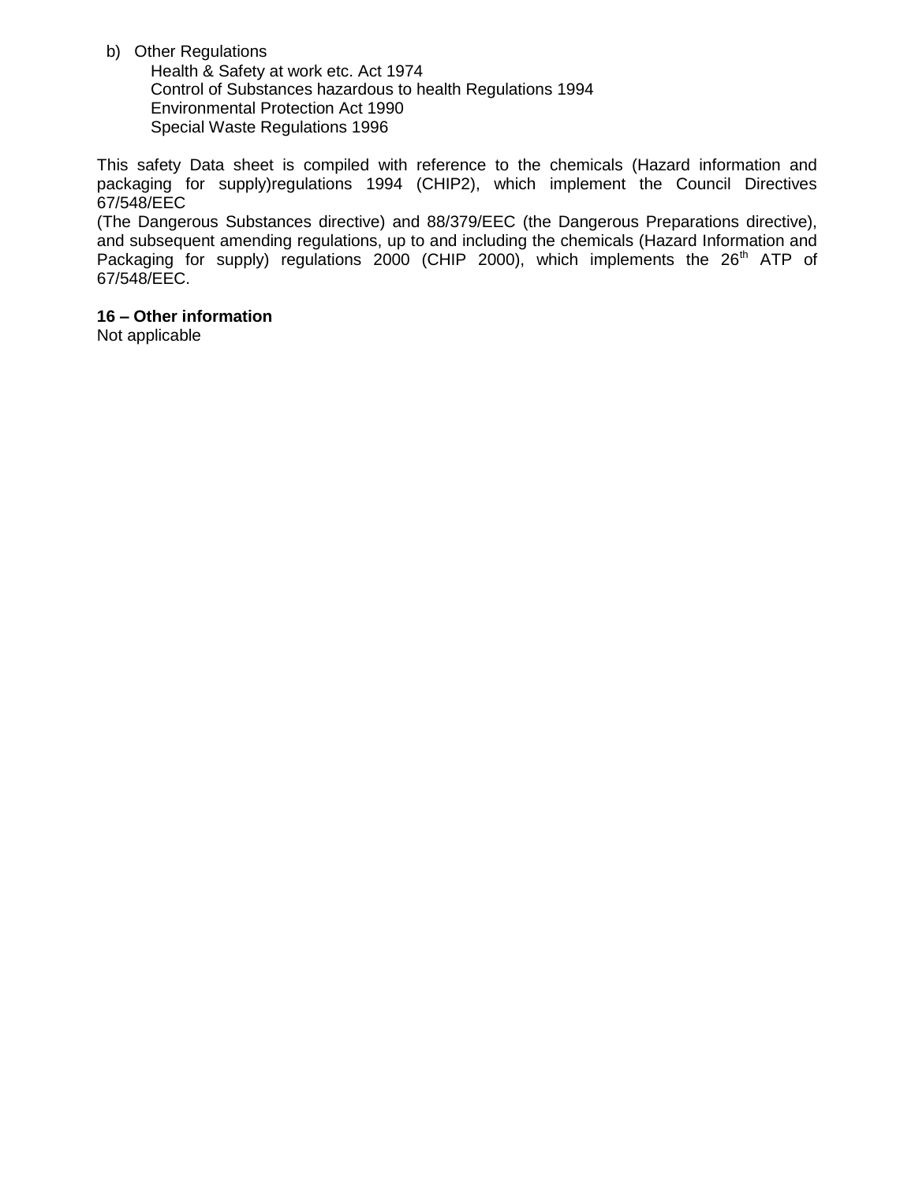b) Other Regulations
   Health & Safety at work etc. Act 1974
   Control of Substances hazardous to health Regulations 1994
   Environmental Protection Act 1990
   Special Waste Regulations 1996

This safety Data sheet is compiled with reference to the chemicals (Hazard information and packaging for supply)regulations 1994 (CHIP2), which implement the Council Directives 67/548/EEC
(The Dangerous Substances directive) and 88/379/EEC (the Dangerous Preparations directive), and subsequent amending regulations, up to and including the chemicals (Hazard Information and Packaging for supply) regulations 2000 (CHIP 2000), which implements the 26th ATP of 67/548/EEC.

**16 – Other information**
Not applicable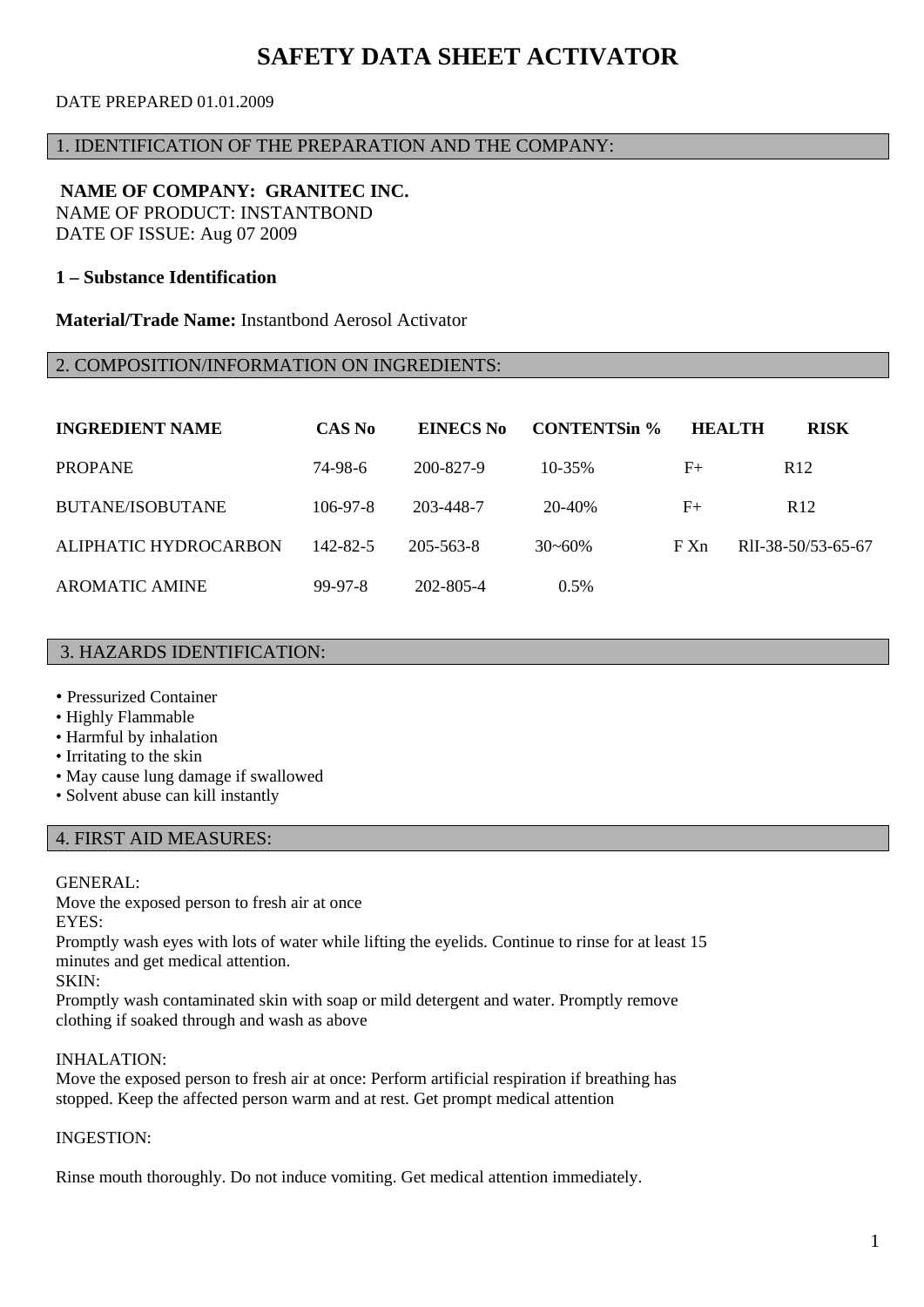# SAFETY DATA SHEET ACTIVATOR

DATE PREPARED 01.01.2009

## 1. IDENTIFICATION OF THE PREPARATION AND THE COMPANY:

**NAME OF COMPANY: GRANITEC INC.**
NAME OF PRODUCT: INSTANTBOND
DATE OF ISSUE: Aug 07 2009

**1 – Substance Identification**

**Material/Trade Name:** Instantbond Aerosol Activator

## 2. COMPOSITION/INFORMATION ON INGREDIENTS:

| INGREDIENT NAME | CAS No | EINECS No | CONTENTSin % | HEALTH | RISK |
|---|---|---|---|---|---|
| PROPANE | 74-98-6 | 200-827-9 | 10-35% | F+ | R12 |
| BUTANE/ISOBUTANE | 106-97-8 | 203-448-7 | 20-40% | F+ | R12 |
| ALIPHATIC HYDROCARBON | 142-82-5 | 205-563-8 | 30~60% | F Xn | RlI-38-50/53-65-67 |
| AROMATIC AMINE | 99-97-8 | 202-805-4 | 0.5% | | |

## 3. HAZARDS IDENTIFICATION:

- Pressurized Container
- Highly Flammable
- Harmful by inhalation
- Irritating to the skin
- May cause lung damage if swallowed
- Solvent abuse can kill instantly

## 4. FIRST AID MEASURES:

GENERAL:
Move the exposed person to fresh air at once
EYES:
Promptly wash eyes with lots of water while lifting the eyelids. Continue to rinse for at least 15 minutes and get medical attention.
SKIN:
Promptly wash contaminated skin with soap or mild detergent and water. Promptly remove clothing if soaked through and wash as above

INHALATION:
Move the exposed person to fresh air at once: Perform artificial respiration if breathing has stopped. Keep the affected person warm and at rest. Get prompt medical attention

INGESTION:

Rinse mouth thoroughly. Do not induce vomiting. Get medical attention immediately.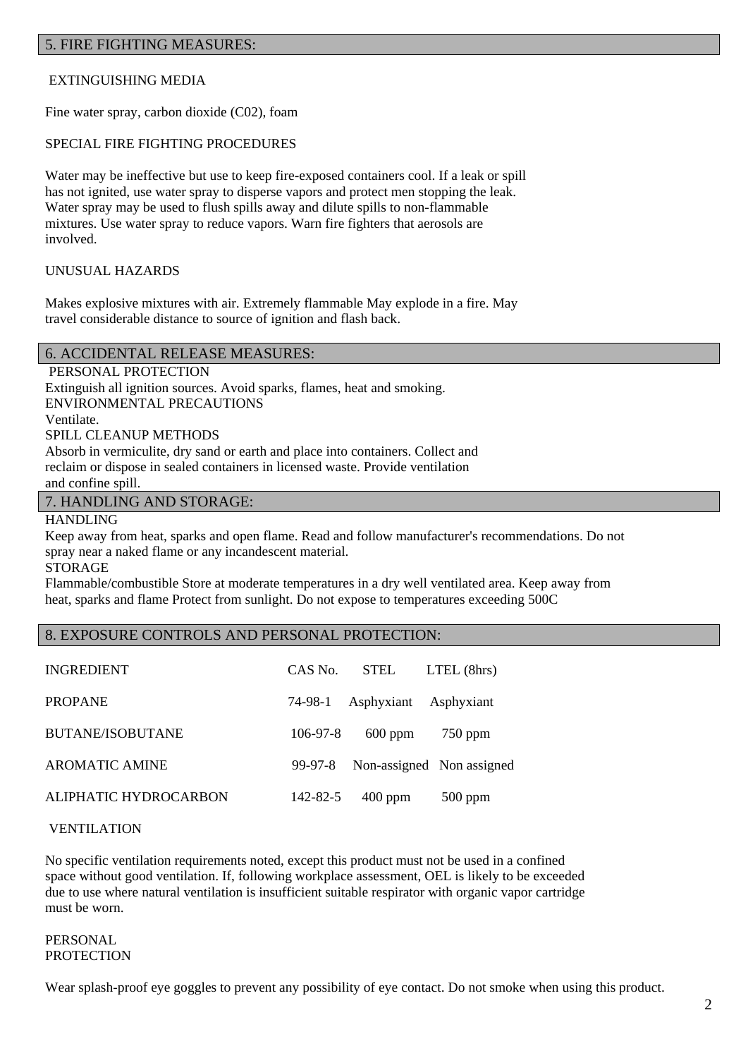## 5. FIRE FIGHTING MEASURES:

EXTINGUISHING MEDIA

Fine water spray, carbon dioxide (C02), foam

SPECIAL FIRE FIGHTING PROCEDURES

Water may be ineffective but use to keep fire-exposed containers cool. If a leak or spill has not ignited, use water spray to disperse vapors and protect men stopping the leak. Water spray may be used to flush spills away and dilute spills to non-flammable mixtures. Use water spray to reduce vapors. Warn fire fighters that aerosols are involved.

UNUSUAL HAZARDS

Makes explosive mixtures with air. Extremely flammable May explode in a fire. May travel considerable distance to source of ignition and flash back.

## 6. ACCIDENTAL RELEASE MEASURES:

PERSONAL PROTECTION

Extinguish all ignition sources. Avoid sparks, flames, heat and smoking.

ENVIRONMENTAL PRECAUTIONS

Ventilate.

SPILL CLEANUP METHODS

Absorb in vermiculite, dry sand or earth and place into containers. Collect and reclaim or dispose in sealed containers in licensed waste. Provide ventilation and confine spill.

## 7. HANDLING AND STORAGE:

HANDLING

Keep away from heat, sparks and open flame. Read and follow manufacturer's recommendations. Do not spray near a naked flame or any incandescent material.

STORAGE

Flammable/combustible Store at moderate temperatures in a dry well ventilated area. Keep away from heat, sparks and flame Protect from sunlight. Do not expose to temperatures exceeding 500C

## 8. EXPOSURE CONTROLS AND PERSONAL PROTECTION:

| INGREDIENT | CAS No. | STEL | LTEL (8hrs) |
|---|---|---|---|
| PROPANE | 74-98-1 | Asphyxiant | Asphyxiant |
| BUTANE/ISOBUTANE | 106-97-8 | 600 ppm | 750 ppm |
| AROMATIC AMINE | 99-97-8 | Non-assigned | Non assigned |
| ALIPHATIC HYDROCARBON | 142-82-5 | 400 ppm | 500 ppm |

VENTILATION

No specific ventilation requirements noted, except this product must not be used in a confined space without good ventilation. If, following workplace assessment, OEL is likely to be exceeded due to use where natural ventilation is insufficient suitable respirator with organic vapor cartridge must be worn.

PERSONAL PROTECTION

Wear splash-proof eye goggles to prevent any possibility of eye contact. Do not smoke when using this product.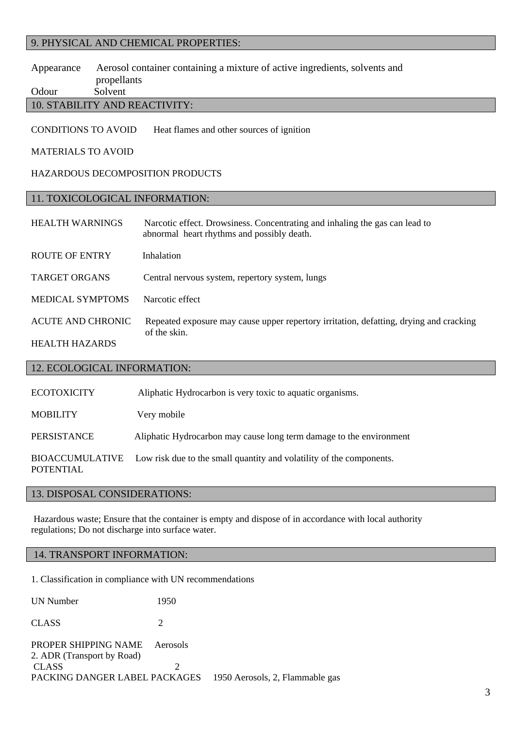## 9. PHYSICAL AND CHEMICAL PROPERTIES:

Appearance Aerosol container containing a mixture of active ingredients, solvents and propellants

Odour Solvent

## 10. STABILITY AND REACTIVITY:

CONDITIONS TO AVOID Heat flames and other sources of ignition

MATERIALS TO AVOID

HAZARDOUS DECOMPOSITION PRODUCTS

## 11. TOXICOLOGICAL INFORMATION:

HEALTH WARNINGS Narcotic effect. Drowsiness. Concentrating and inhaling the gas can lead to abnormal heart rhythms and possibly death.

ROUTE OF ENTRY Inhalation

TARGET ORGANS Central nervous system, repertory system, lungs

MEDICAL SYMPTOMS Narcotic effect

ACUTE AND CHRONIC HEALTH HAZARDS Repeated exposure may cause upper repertory irritation, defatting, drying and cracking of the skin.

## 12. ECOLOGICAL INFORMATION:

ECOTOXICITY Aliphatic Hydrocarbon is very toxic to aquatic organisms.

MOBILITY Very mobile

PERSISTANCE Aliphatic Hydrocarbon may cause long term damage to the environment

BIOACCUMULATIVE POTENTIAL Low risk due to the small quantity and volatility of the components.

## 13. DISPOSAL CONSIDERATIONS:

Hazardous waste; Ensure that the container is empty and dispose of in accordance with local authority regulations; Do not discharge into surface water.

## 14. TRANSPORT INFORMATION:

1. Classification in compliance with UN recommendations

UN Number 1950

CLASS 2

PROPER SHIPPING NAME Aerosols

2. ADR (Transport by Road)

CLASS 2

PACKING DANGER LABEL PACKAGES 1950 Aerosols, 2, Flammable gas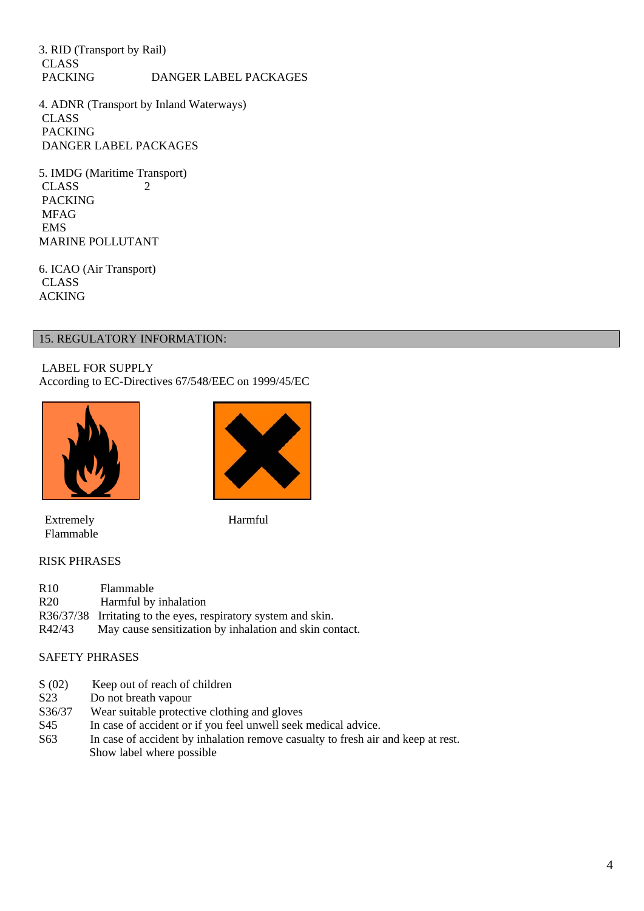3. RID (Transport by Rail)
CLASS
PACKING DANGER LABEL PACKAGES

4. ADNR (Transport by Inland Waterways)
CLASS
PACKING
DANGER LABEL PACKAGES

5. IMDG (Maritime Transport)
CLASS 2
PACKING
MFAG
EMS
MARINE POLLUTANT

6. ICAO (Air Transport)
CLASS
ACKING

## 15. REGULATORY INFORMATION:

LABEL FOR SUPPLY
According to EC-Directives 67/548/EEC on 1999/45/EC

Extremely Flammable

Harmful

RISK PHRASES

| | |
|---|---|
| R10 | Flammable |
| R20 | Harmful by inhalation |
| R36/37/38 | Irritating to the eyes, respiratory system and skin. |
| R42/43 | May cause sensitization by inhalation and skin contact. |

SAFETY PHRASES

| | |
|---|---|
| S (02) | Keep out of reach of children |
| S23 | Do not breath vapour |
| S36/37 | Wear suitable protective clothing and gloves |
| S45 | In case of accident or if you feel unwell seek medical advice. |
| S63 | In case of accident by inhalation remove casualty to fresh air and keep at rest. Show label where possible |